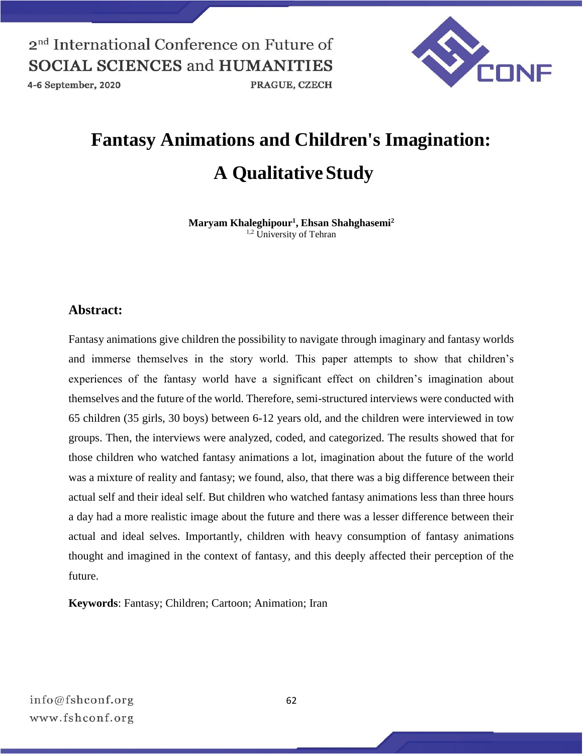# Fantasy Animations and Children's Imagination: A Qualitative Study

**Maryam Khaleghipour[1], Ehsan Shahghasemi[2]**
[1,2] University of Tehran

## Abstract:

Fantasy animations give children the possibility to navigate through imaginary and fantasy worlds and immerse themselves in the story world. This paper attempts to show that children's experiences of the fantasy world have a significant effect on children's imagination about themselves and the future of the world. Therefore, semi-structured interviews were conducted with 65 children (35 girls, 30 boys) between 6-12 years old, and the children were interviewed in tow groups. Then, the interviews were analyzed, coded, and categorized. The results showed that for those children who watched fantasy animations a lot, imagination about the future of the world was a mixture of reality and fantasy; we found, also, that there was a big difference between their actual self and their ideal self. But children who watched fantasy animations less than three hours a day had a more realistic image about the future and there was a lesser difference between their actual and ideal selves. Importantly, children with heavy consumption of fantasy animations thought and imagined in the context of fantasy, and this deeply affected their perception of the future.

**Keywords**: Fantasy; Children; Cartoon; Animation; Iran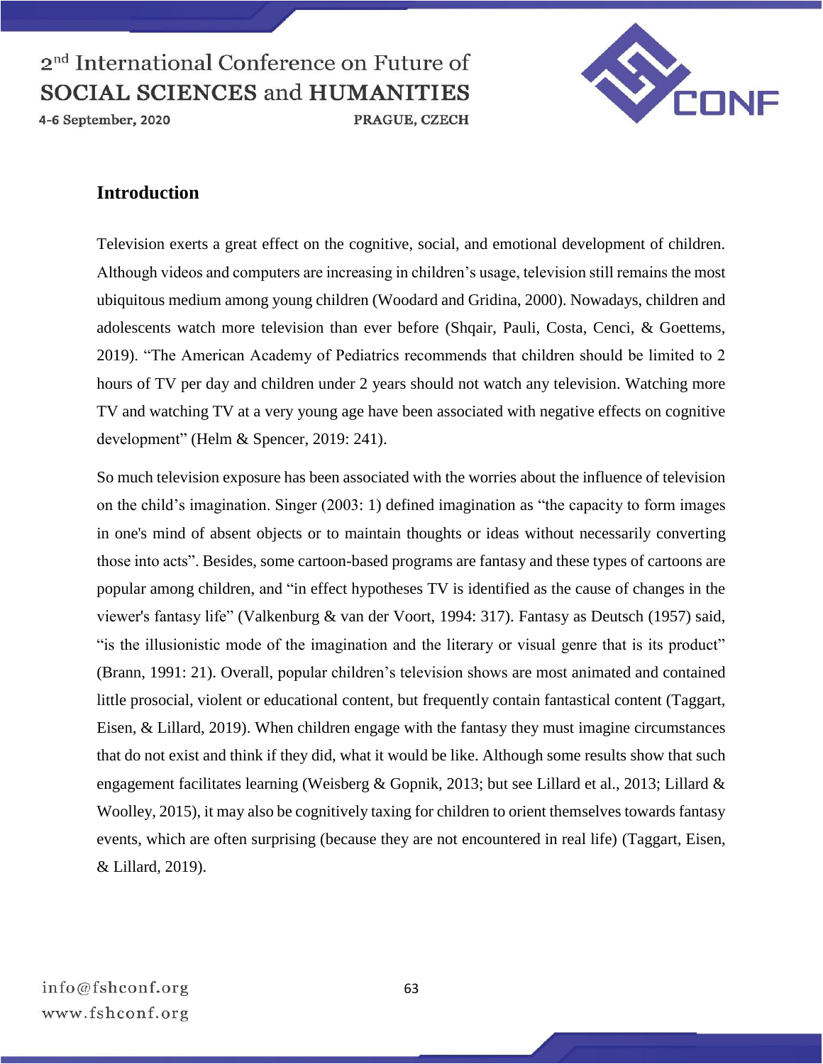## Introduction

Television exerts a great effect on the cognitive, social, and emotional development of children. Although videos and computers are increasing in children's usage, television still remains the most ubiquitous medium among young children (Woodard and Gridina, 2000). Nowadays, children and adolescents watch more television than ever before (Shqair, Pauli, Costa, Cenci, & Goettems, 2019). "The American Academy of Pediatrics recommends that children should be limited to 2 hours of TV per day and children under 2 years should not watch any television. Watching more TV and watching TV at a very young age have been associated with negative effects on cognitive development" (Helm & Spencer, 2019: 241).

So much television exposure has been associated with the worries about the influence of television on the child's imagination. Singer (2003: 1) defined imagination as "the capacity to form images in one's mind of absent objects or to maintain thoughts or ideas without necessarily converting those into acts". Besides, some cartoon-based programs are fantasy and these types of cartoons are popular among children, and "in effect hypotheses TV is identified as the cause of changes in the viewer's fantasy life" (Valkenburg & van der Voort, 1994: 317). Fantasy as Deutsch (1957) said, "is the illusionistic mode of the imagination and the literary or visual genre that is its product" (Brann, 1991: 21). Overall, popular children's television shows are most animated and contained little prosocial, violent or educational content, but frequently contain fantastical content (Taggart, Eisen, & Lillard, 2019). When children engage with the fantasy they must imagine circumstances that do not exist and think if they did, what it would be like. Although some results show that such engagement facilitates learning (Weisberg & Gopnik, 2013; but see Lillard et al., 2013; Lillard & Woolley, 2015), it may also be cognitively taxing for children to orient themselves towards fantasy events, which are often surprising (because they are not encountered in real life) (Taggart, Eisen, & Lillard, 2019).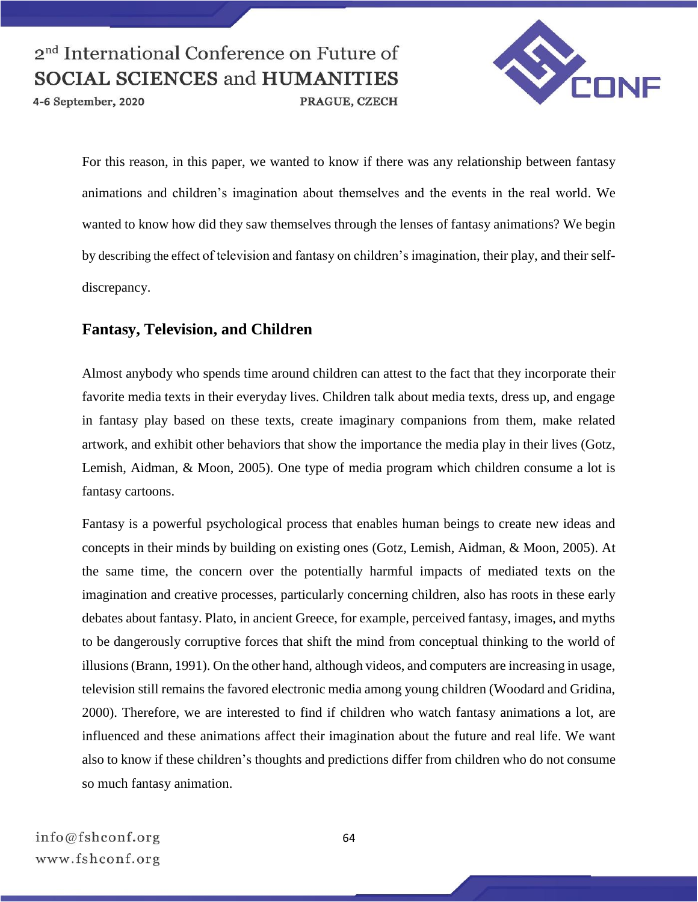For this reason, in this paper, we wanted to know if there was any relationship between fantasy animations and children's imagination about themselves and the events in the real world. We wanted to know how did they saw themselves through the lenses of fantasy animations? We begin by describing the effect of television and fantasy on children's imagination, their play, and their self-discrepancy.

## Fantasy, Television, and Children

Almost anybody who spends time around children can attest to the fact that they incorporate their favorite media texts in their everyday lives. Children talk about media texts, dress up, and engage in fantasy play based on these texts, create imaginary companions from them, make related artwork, and exhibit other behaviors that show the importance the media play in their lives (Gotz, Lemish, Aidman, & Moon, 2005). One type of media program which children consume a lot is fantasy cartoons.

Fantasy is a powerful psychological process that enables human beings to create new ideas and concepts in their minds by building on existing ones (Gotz, Lemish, Aidman, & Moon, 2005). At the same time, the concern over the potentially harmful impacts of mediated texts on the imagination and creative processes, particularly concerning children, also has roots in these early debates about fantasy. Plato, in ancient Greece, for example, perceived fantasy, images, and myths to be dangerously corruptive forces that shift the mind from conceptual thinking to the world of illusions (Brann, 1991). On the other hand, although videos, and computers are increasing in usage, television still remains the favored electronic media among young children (Woodard and Gridina, 2000). Therefore, we are interested to find if children who watch fantasy animations a lot, are influenced and these animations affect their imagination about the future and real life. We want also to know if these children's thoughts and predictions differ from children who do not consume so much fantasy animation.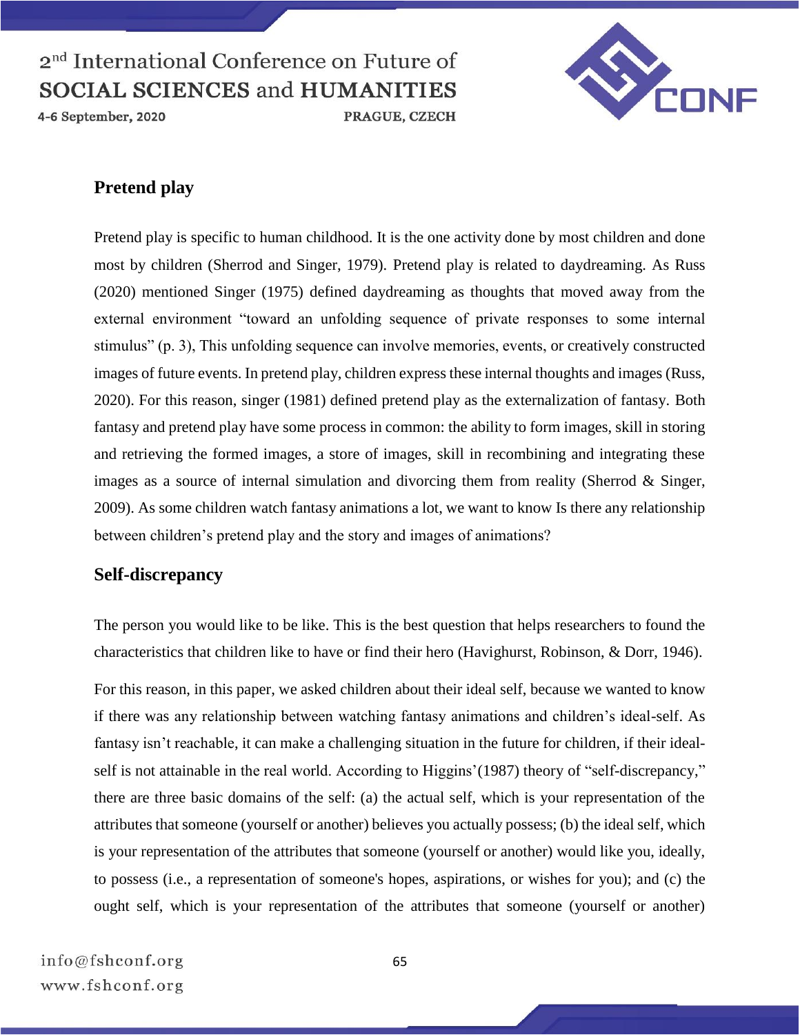## Pretend play

Pretend play is specific to human childhood. It is the one activity done by most children and done most by children (Sherrod and Singer, 1979). Pretend play is related to daydreaming. As Russ (2020) mentioned Singer (1975) defined daydreaming as thoughts that moved away from the external environment "toward an unfolding sequence of private responses to some internal stimulus" (p. 3), This unfolding sequence can involve memories, events, or creatively constructed images of future events. In pretend play, children express these internal thoughts and images (Russ, 2020). For this reason, singer (1981) defined pretend play as the externalization of fantasy. Both fantasy and pretend play have some process in common: the ability to form images, skill in storing and retrieving the formed images, a store of images, skill in recombining and integrating these images as a source of internal simulation and divorcing them from reality (Sherrod & Singer, 2009). As some children watch fantasy animations a lot, we want to know Is there any relationship between children's pretend play and the story and images of animations?

## Self-discrepancy

The person you would like to be like. This is the best question that helps researchers to found the characteristics that children like to have or find their hero (Havighurst, Robinson, & Dorr, 1946).

For this reason, in this paper, we asked children about their ideal self, because we wanted to know if there was any relationship between watching fantasy animations and children's ideal-self. As fantasy isn't reachable, it can make a challenging situation in the future for children, if their ideal-self is not attainable in the real world. According to Higgins'(1987) theory of "self-discrepancy," there are three basic domains of the self: (a) the actual self, which is your representation of the attributes that someone (yourself or another) believes you actually possess; (b) the ideal self, which is your representation of the attributes that someone (yourself or another) would like you, ideally, to possess (i.e., a representation of someone's hopes, aspirations, or wishes for you); and (c) the ought self, which is your representation of the attributes that someone (yourself or another)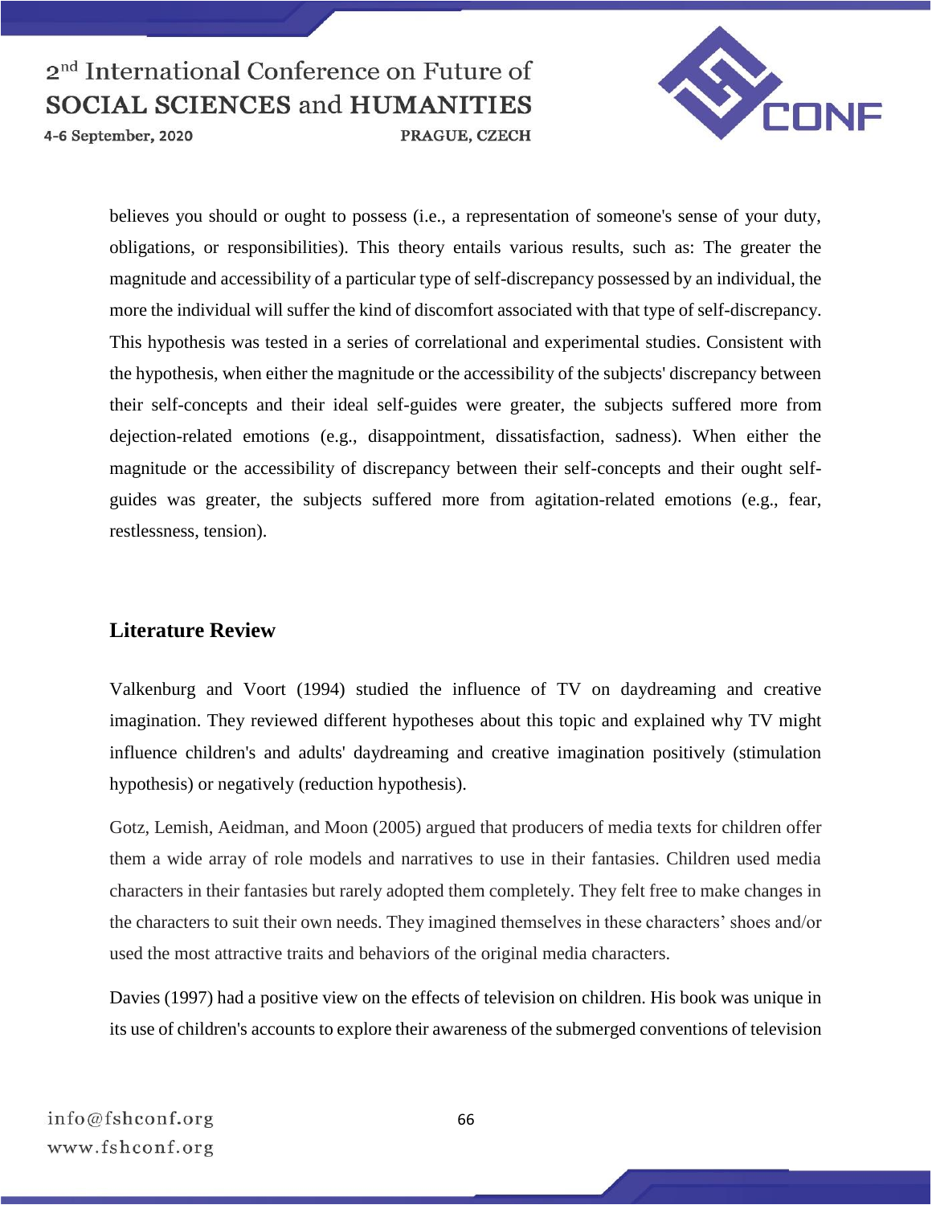believes you should or ought to possess (i.e., a representation of someone's sense of your duty, obligations, or responsibilities). This theory entails various results, such as: The greater the magnitude and accessibility of a particular type of self-discrepancy possessed by an individual, the more the individual will suffer the kind of discomfort associated with that type of self-discrepancy. This hypothesis was tested in a series of correlational and experimental studies. Consistent with the hypothesis, when either the magnitude or the accessibility of the subjects' discrepancy between their self-concepts and their ideal self-guides were greater, the subjects suffered more from dejection-related emotions (e.g., disappointment, dissatisfaction, sadness). When either the magnitude or the accessibility of discrepancy between their self-concepts and their ought self-guides was greater, the subjects suffered more from agitation-related emotions (e.g., fear, restlessness, tension).

## Literature Review

Valkenburg and Voort (1994) studied the influence of TV on daydreaming and creative imagination. They reviewed different hypotheses about this topic and explained why TV might influence children's and adults' daydreaming and creative imagination positively (stimulation hypothesis) or negatively (reduction hypothesis).

Gotz, Lemish, Aeidman, and Moon (2005) argued that producers of media texts for children offer them a wide array of role models and narratives to use in their fantasies. Children used media characters in their fantasies but rarely adopted them completely. They felt free to make changes in the characters to suit their own needs. They imagined themselves in these characters' shoes and/or used the most attractive traits and behaviors of the original media characters.

Davies (1997) had a positive view on the effects of television on children. His book was unique in its use of children's accounts to explore their awareness of the submerged conventions of television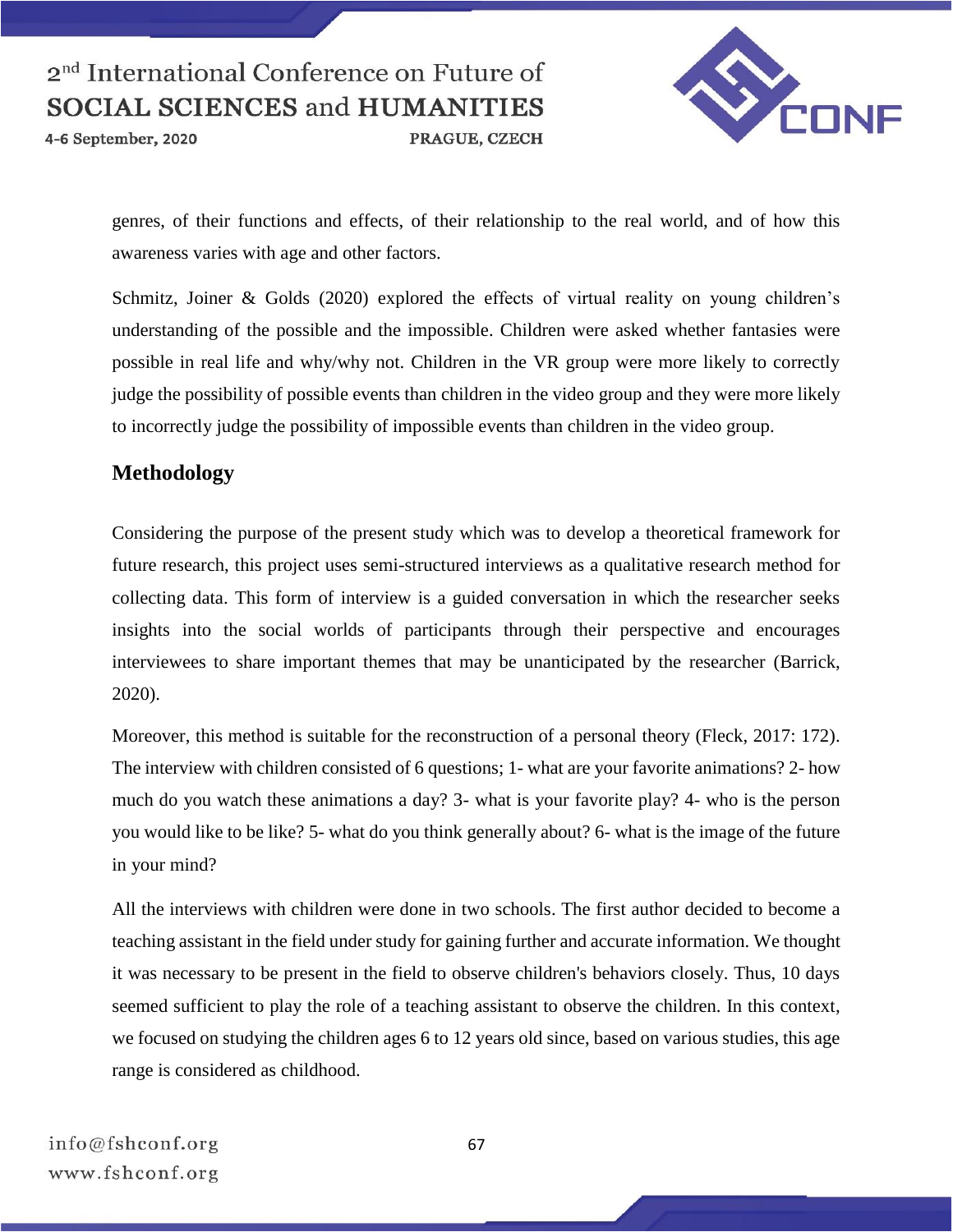genres, of their functions and effects, of their relationship to the real world, and of how this awareness varies with age and other factors.

Schmitz, Joiner & Golds (2020) explored the effects of virtual reality on young children's understanding of the possible and the impossible. Children were asked whether fantasies were possible in real life and why/why not. Children in the VR group were more likely to correctly judge the possibility of possible events than children in the video group and they were more likely to incorrectly judge the possibility of impossible events than children in the video group.

## Methodology

Considering the purpose of the present study which was to develop a theoretical framework for future research, this project uses semi-structured interviews as a qualitative research method for collecting data. This form of interview is a guided conversation in which the researcher seeks insights into the social worlds of participants through their perspective and encourages interviewees to share important themes that may be unanticipated by the researcher (Barrick, 2020).

Moreover, this method is suitable for the reconstruction of a personal theory (Fleck, 2017: 172). The interview with children consisted of 6 questions; 1- what are your favorite animations? 2- how much do you watch these animations a day? 3- what is your favorite play? 4- who is the person you would like to be like? 5- what do you think generally about? 6- what is the image of the future in your mind?

All the interviews with children were done in two schools. The first author decided to become a teaching assistant in the field under study for gaining further and accurate information. We thought it was necessary to be present in the field to observe children's behaviors closely. Thus, 10 days seemed sufficient to play the role of a teaching assistant to observe the children. In this context, we focused on studying the children ages 6 to 12 years old since, based on various studies, this age range is considered as childhood.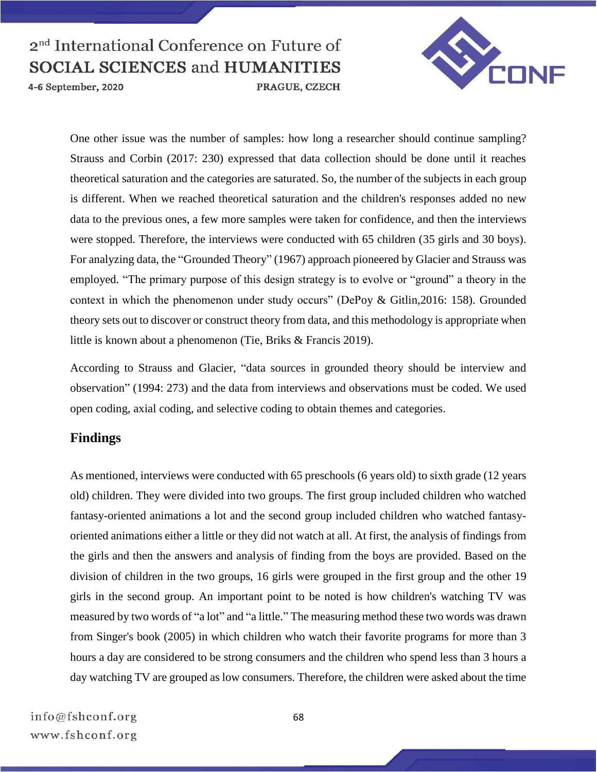One other issue was the number of samples: how long a researcher should continue sampling? Strauss and Corbin (2017: 230) expressed that data collection should be done until it reaches theoretical saturation and the categories are saturated. So, the number of the subjects in each group is different. When we reached theoretical saturation and the children's responses added no new data to the previous ones, a few more samples were taken for confidence, and then the interviews were stopped. Therefore, the interviews were conducted with 65 children (35 girls and 30 boys). For analyzing data, the "Grounded Theory" (1967) approach pioneered by Glacier and Strauss was employed. "The primary purpose of this design strategy is to evolve or "ground" a theory in the context in which the phenomenon under study occurs" (DePoy & Gitlin,2016: 158). Grounded theory sets out to discover or construct theory from data, and this methodology is appropriate when little is known about a phenomenon (Tie, Briks & Francis 2019).

According to Strauss and Glacier, "data sources in grounded theory should be interview and observation" (1994: 273) and the data from interviews and observations must be coded. We used open coding, axial coding, and selective coding to obtain themes and categories.

## Findings

As mentioned, interviews were conducted with 65 preschools (6 years old) to sixth grade (12 years old) children. They were divided into two groups. The first group included children who watched fantasy-oriented animations a lot and the second group included children who watched fantasy-oriented animations either a little or they did not watch at all. At first, the analysis of findings from the girls and then the answers and analysis of finding from the boys are provided. Based on the division of children in the two groups, 16 girls were grouped in the first group and the other 19 girls in the second group. An important point to be noted is how children's watching TV was measured by two words of "a lot" and "a little." The measuring method these two words was drawn from Singer's book (2005) in which children who watch their favorite programs for more than 3 hours a day are considered to be strong consumers and the children who spend less than 3 hours a day watching TV are grouped as low consumers. Therefore, the children were asked about the time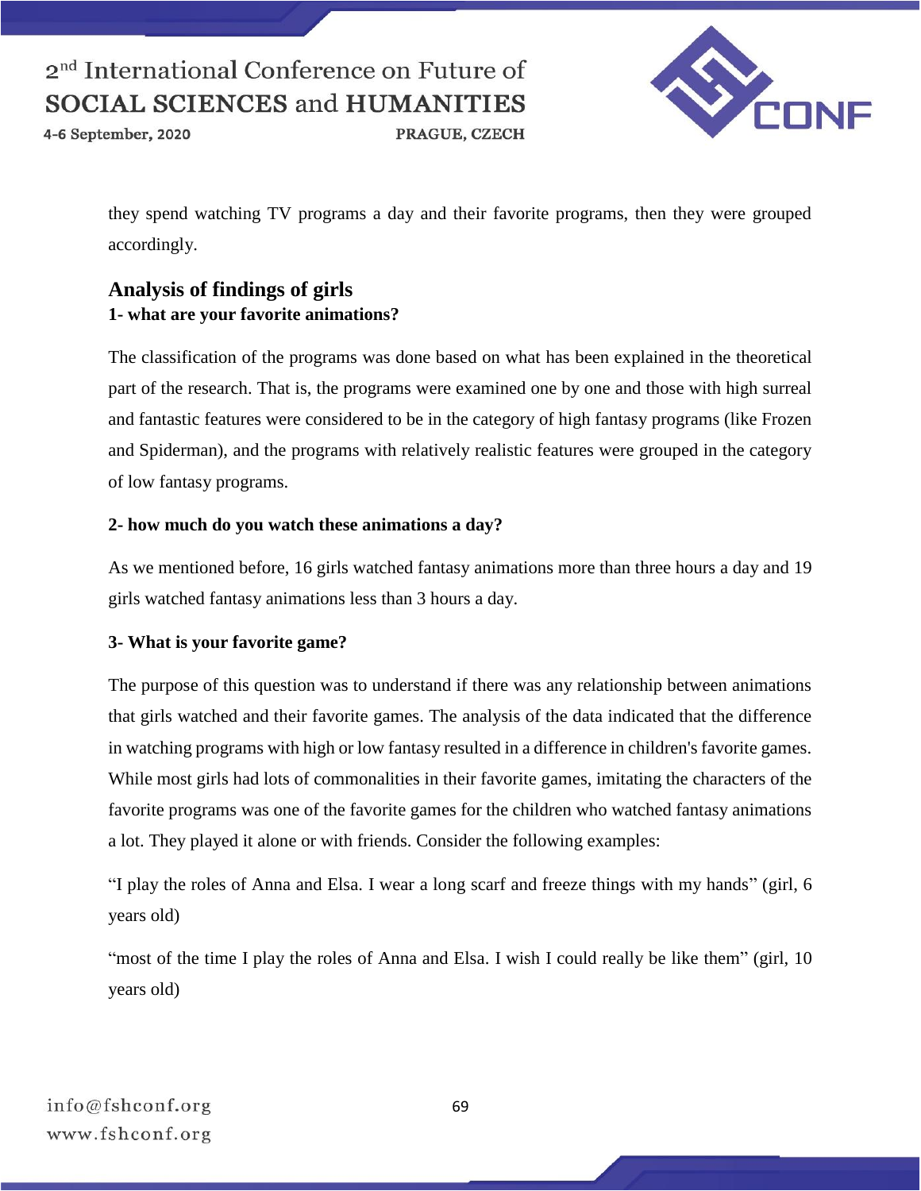they spend watching TV programs a day and their favorite programs, then they were grouped accordingly.

## Analysis of findings of girls

**1- what are your favorite animations?**

The classification of the programs was done based on what has been explained in the theoretical part of the research. That is, the programs were examined one by one and those with high surreal and fantastic features were considered to be in the category of high fantasy programs (like Frozen and Spiderman), and the programs with relatively realistic features were grouped in the category of low fantasy programs.

**2- how much do you watch these animations a day?**

As we mentioned before, 16 girls watched fantasy animations more than three hours a day and 19 girls watched fantasy animations less than 3 hours a day.

**3- What is your favorite game?**

The purpose of this question was to understand if there was any relationship between animations that girls watched and their favorite games. The analysis of the data indicated that the difference in watching programs with high or low fantasy resulted in a difference in children's favorite games. While most girls had lots of commonalities in their favorite games, imitating the characters of the favorite programs was one of the favorite games for the children who watched fantasy animations a lot. They played it alone or with friends. Consider the following examples:

"I play the roles of Anna and Elsa. I wear a long scarf and freeze things with my hands" (girl, 6 years old)

"most of the time I play the roles of Anna and Elsa. I wish I could really be like them" (girl, 10 years old)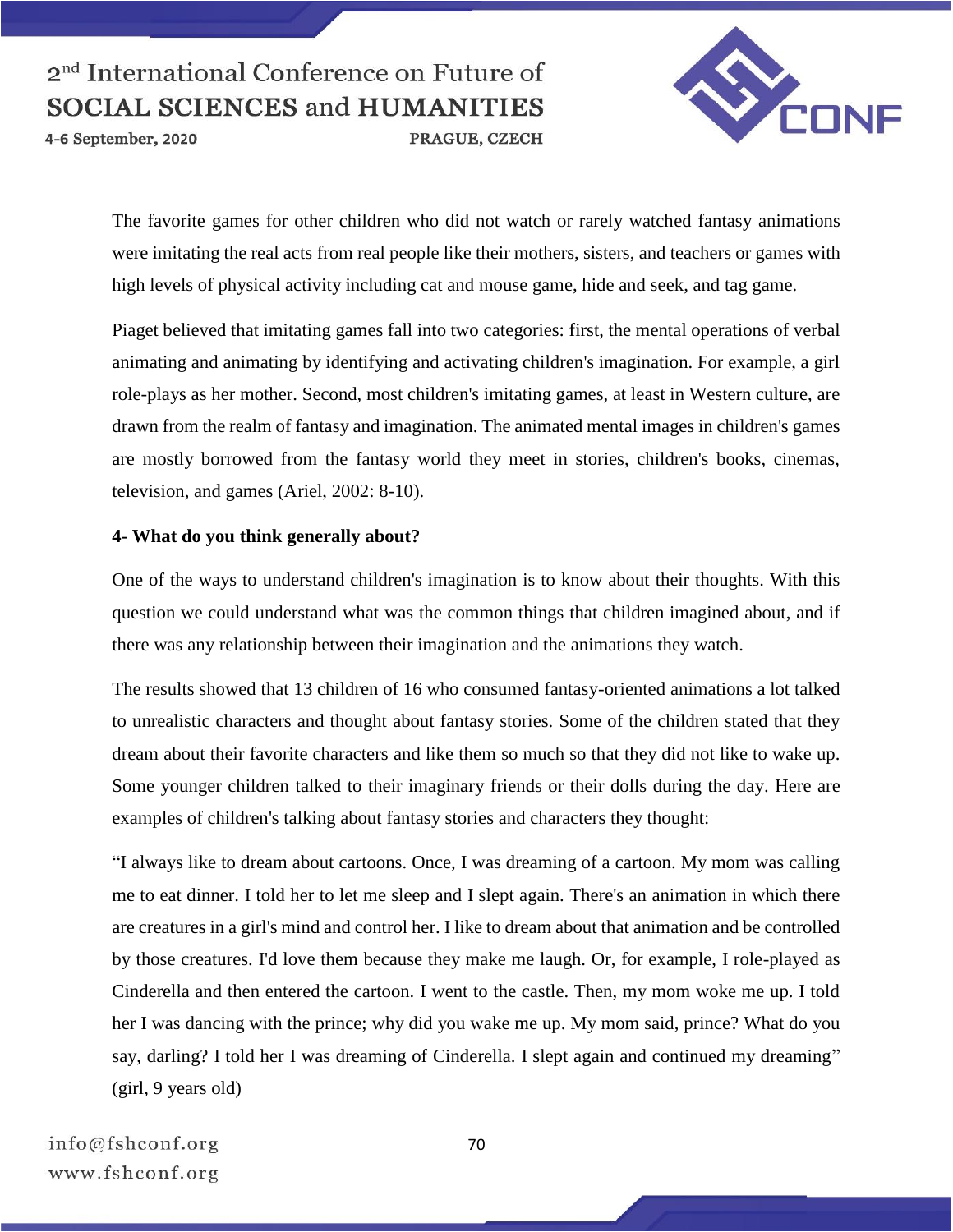The favorite games for other children who did not watch or rarely watched fantasy animations were imitating the real acts from real people like their mothers, sisters, and teachers or games with high levels of physical activity including cat and mouse game, hide and seek, and tag game.

Piaget believed that imitating games fall into two categories: first, the mental operations of verbal animating and animating by identifying and activating children's imagination. For example, a girl role-plays as her mother. Second, most children's imitating games, at least in Western culture, are drawn from the realm of fantasy and imagination. The animated mental images in children's games are mostly borrowed from the fantasy world they meet in stories, children's books, cinemas, television, and games (Ariel, 2002: 8-10).

**4- What do you think generally about?**

One of the ways to understand children's imagination is to know about their thoughts. With this question we could understand what was the common things that children imagined about, and if there was any relationship between their imagination and the animations they watch.

The results showed that 13 children of 16 who consumed fantasy-oriented animations a lot talked to unrealistic characters and thought about fantasy stories. Some of the children stated that they dream about their favorite characters and like them so much so that they did not like to wake up. Some younger children talked to their imaginary friends or their dolls during the day. Here are examples of children's talking about fantasy stories and characters they thought:

"I always like to dream about cartoons. Once, I was dreaming of a cartoon. My mom was calling me to eat dinner. I told her to let me sleep and I slept again. There's an animation in which there are creatures in a girl's mind and control her. I like to dream about that animation and be controlled by those creatures. I'd love them because they make me laugh. Or, for example, I role-played as Cinderella and then entered the cartoon. I went to the castle. Then, my mom woke me up. I told her I was dancing with the prince; why did you wake me up. My mom said, prince? What do you say, darling? I told her I was dreaming of Cinderella. I slept again and continued my dreaming" (girl, 9 years old)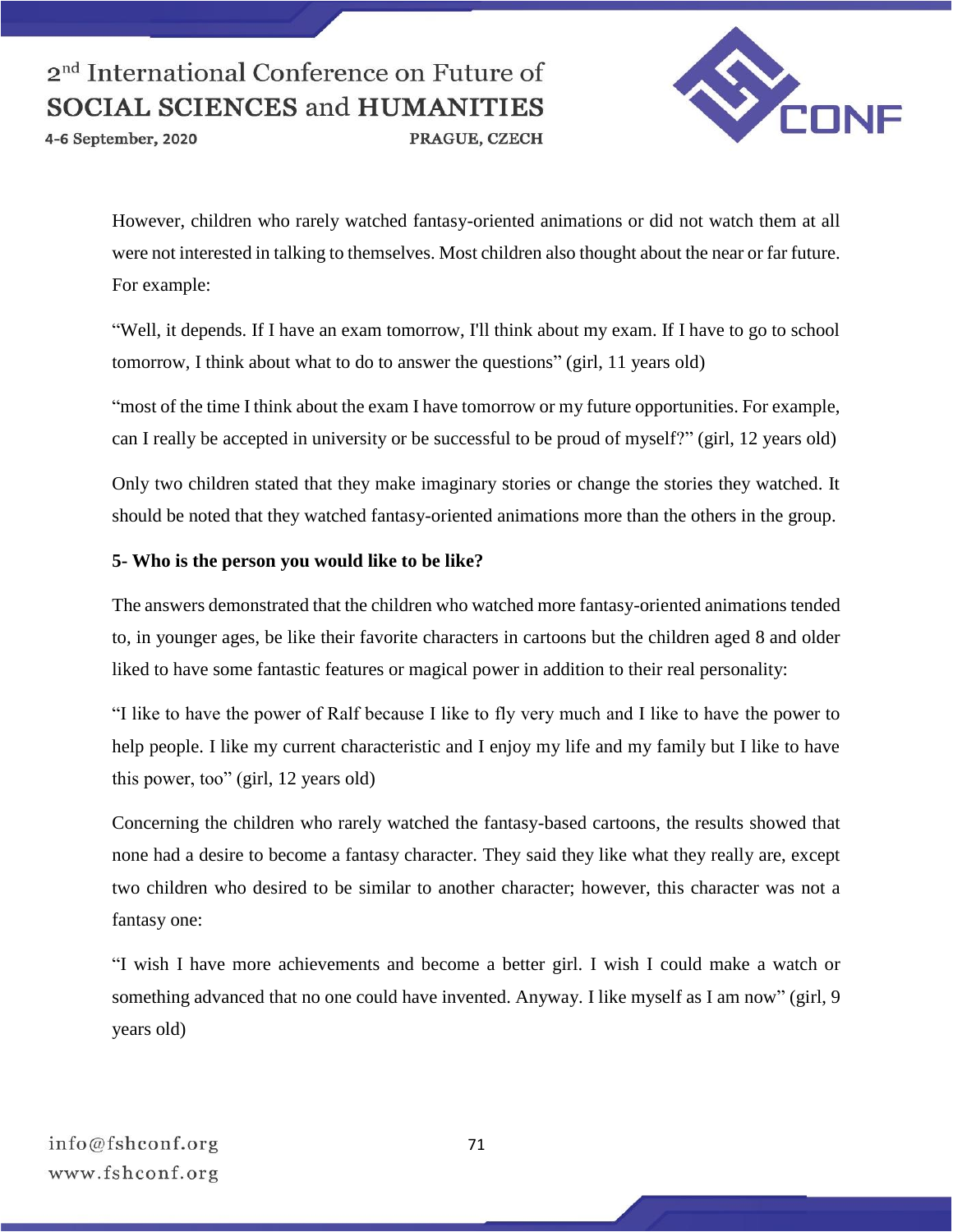However, children who rarely watched fantasy-oriented animations or did not watch them at all were not interested in talking to themselves. Most children also thought about the near or far future. For example:

"Well, it depends. If I have an exam tomorrow, I'll think about my exam. If I have to go to school tomorrow, I think about what to do to answer the questions" (girl, 11 years old)

"most of the time I think about the exam I have tomorrow or my future opportunities. For example, can I really be accepted in university or be successful to be proud of myself?" (girl, 12 years old)

Only two children stated that they make imaginary stories or change the stories they watched. It should be noted that they watched fantasy-oriented animations more than the others in the group.

**5- Who is the person you would like to be like?**

The answers demonstrated that the children who watched more fantasy-oriented animations tended to, in younger ages, be like their favorite characters in cartoons but the children aged 8 and older liked to have some fantastic features or magical power in addition to their real personality:

"I like to have the power of Ralf because I like to fly very much and I like to have the power to help people. I like my current characteristic and I enjoy my life and my family but I like to have this power, too" (girl, 12 years old)

Concerning the children who rarely watched the fantasy-based cartoons, the results showed that none had a desire to become a fantasy character. They said they like what they really are, except two children who desired to be similar to another character; however, this character was not a fantasy one:

"I wish I have more achievements and become a better girl. I wish I could make a watch or something advanced that no one could have invented. Anyway. I like myself as I am now" (girl, 9 years old)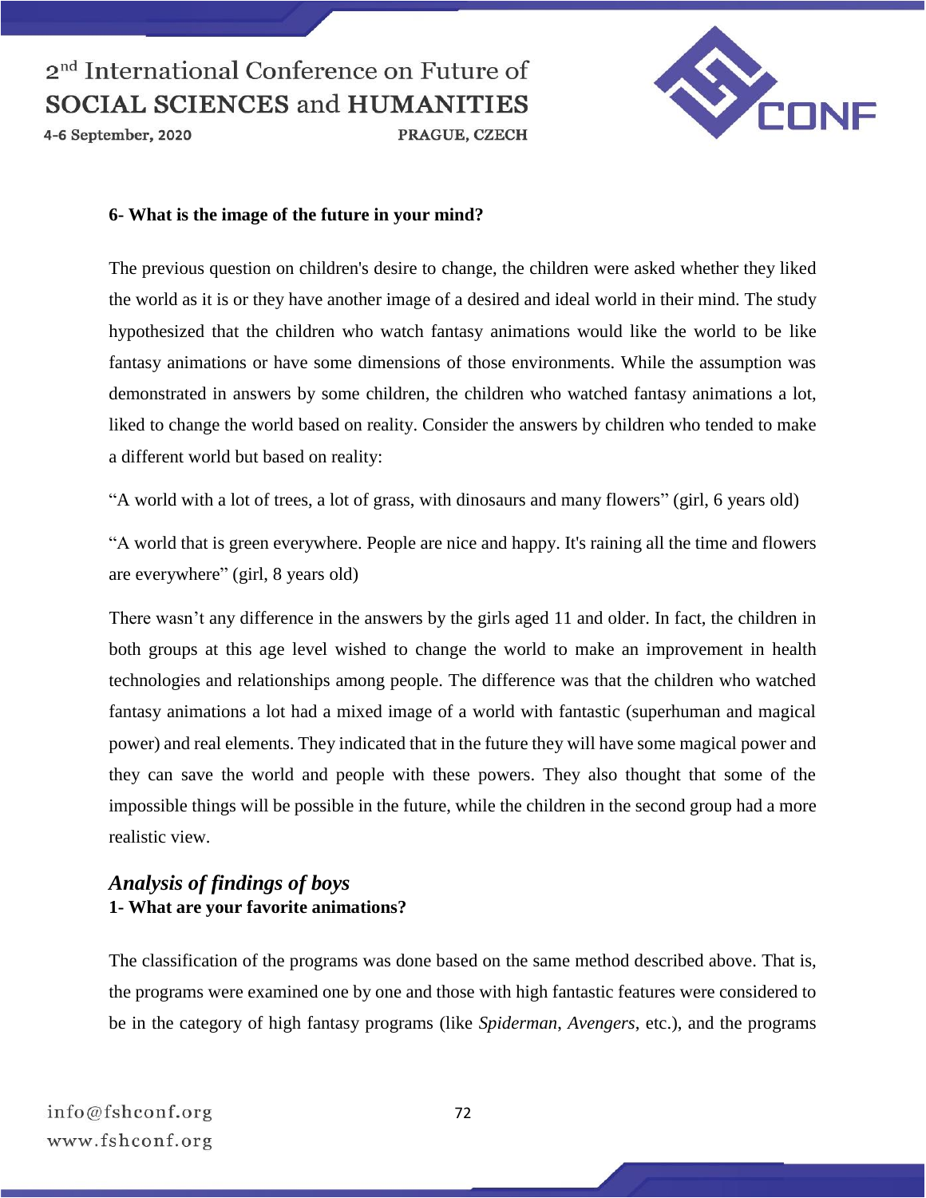**6- What is the image of the future in your mind?**

The previous question on children's desire to change, the children were asked whether they liked the world as it is or they have another image of a desired and ideal world in their mind. The study hypothesized that the children who watch fantasy animations would like the world to be like fantasy animations or have some dimensions of those environments. While the assumption was demonstrated in answers by some children, the children who watched fantasy animations a lot, liked to change the world based on reality. Consider the answers by children who tended to make a different world but based on reality:

“A world with a lot of trees, a lot of grass, with dinosaurs and many flowers” (girl, 6 years old)

“A world that is green everywhere. People are nice and happy. It's raining all the time and flowers are everywhere” (girl, 8 years old)

There wasn’t any difference in the answers by the girls aged 11 and older. In fact, the children in both groups at this age level wished to change the world to make an improvement in health technologies and relationships among people. The difference was that the children who watched fantasy animations a lot had a mixed image of a world with fantastic (superhuman and magical power) and real elements. They indicated that in the future they will have some magical power and they can save the world and people with these powers. They also thought that some of the impossible things will be possible in the future, while the children in the second group had a more realistic view.

## *Analysis of findings of boys*

**1- What are your favorite animations?**

The classification of the programs was done based on the same method described above. That is, the programs were examined one by one and those with high fantastic features were considered to be in the category of high fantasy programs (like *Spiderman*, *Avengers*, etc.), and the programs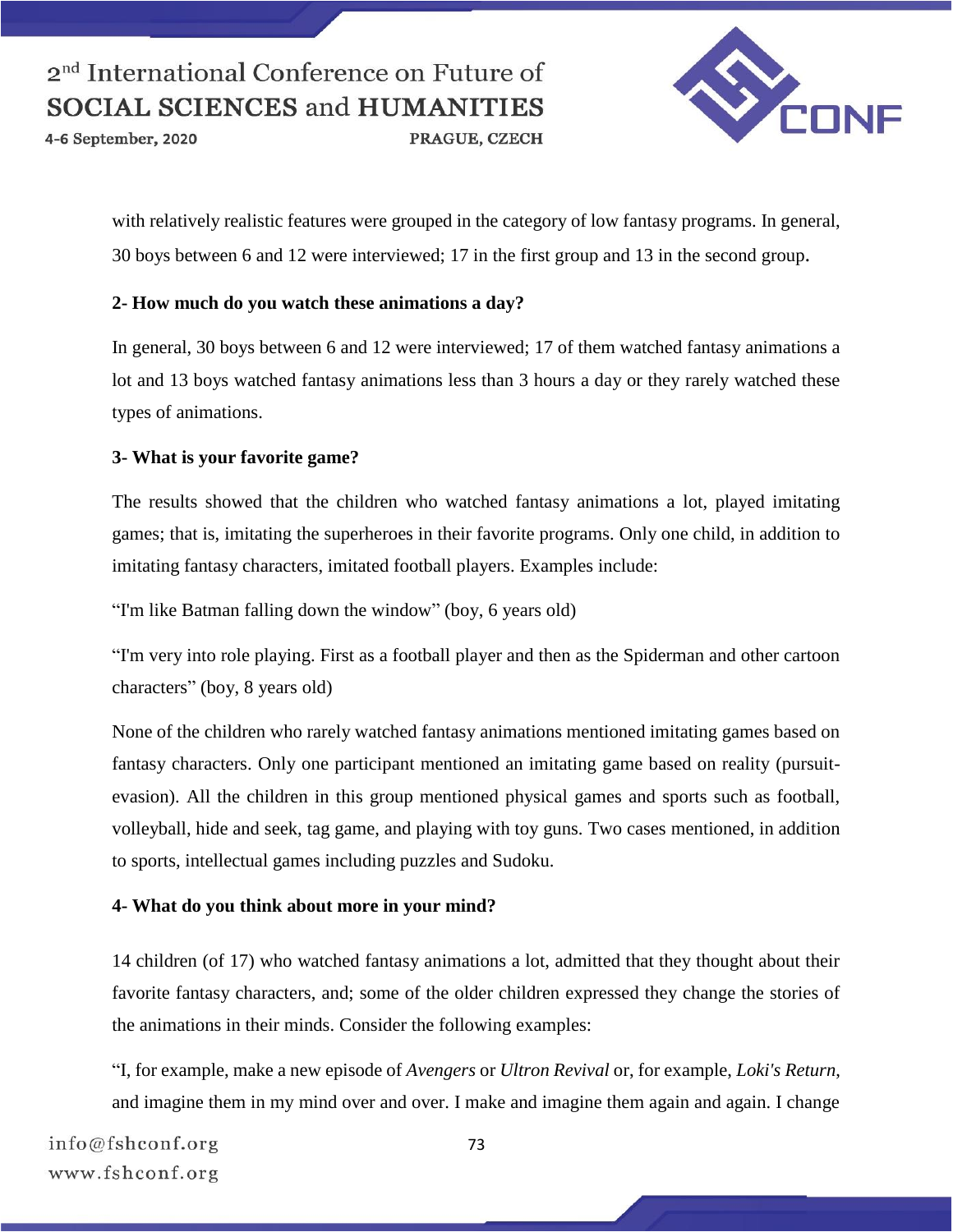with relatively realistic features were grouped in the category of low fantasy programs. In general, 30 boys between 6 and 12 were interviewed; 17 in the first group and 13 in the second group.

**2- How much do you watch these animations a day?**

In general, 30 boys between 6 and 12 were interviewed; 17 of them watched fantasy animations a lot and 13 boys watched fantasy animations less than 3 hours a day or they rarely watched these types of animations.

**3- What is your favorite game?**

The results showed that the children who watched fantasy animations a lot, played imitating games; that is, imitating the superheroes in their favorite programs. Only one child, in addition to imitating fantasy characters, imitated football players. Examples include:

"I'm like Batman falling down the window" (boy, 6 years old)

"I'm very into role playing. First as a football player and then as the Spiderman and other cartoon characters" (boy, 8 years old)

None of the children who rarely watched fantasy animations mentioned imitating games based on fantasy characters. Only one participant mentioned an imitating game based on reality (pursuit-evasion). All the children in this group mentioned physical games and sports such as football, volleyball, hide and seek, tag game, and playing with toy guns. Two cases mentioned, in addition to sports, intellectual games including puzzles and Sudoku.

**4- What do you think about more in your mind?**

14 children (of 17) who watched fantasy animations a lot, admitted that they thought about their favorite fantasy characters, and; some of the older children expressed they change the stories of the animations in their minds. Consider the following examples:

"I, for example, make a new episode of *Avengers* or *Ultron Revival* or, for example, *Loki's Return*, and imagine them in my mind over and over. I make and imagine them again and again. I change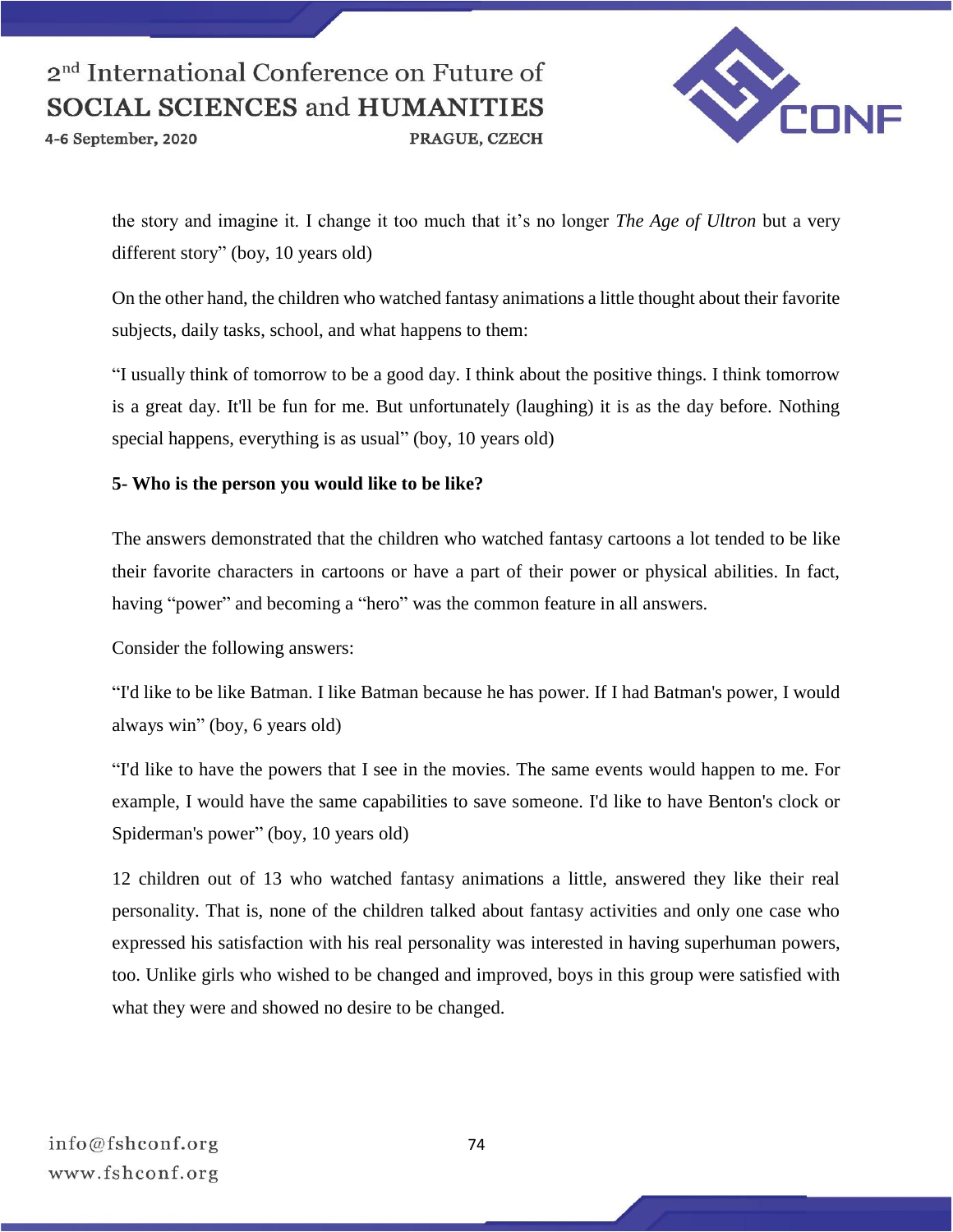the story and imagine it. I change it too much that it's no longer *The Age of Ultron* but a very different story" (boy, 10 years old)

On the other hand, the children who watched fantasy animations a little thought about their favorite subjects, daily tasks, school, and what happens to them:

"I usually think of tomorrow to be a good day. I think about the positive things. I think tomorrow is a great day. It'll be fun for me. But unfortunately (laughing) it is as the day before. Nothing special happens, everything is as usual" (boy, 10 years old)

**5- Who is the person you would like to be like?**

The answers demonstrated that the children who watched fantasy cartoons a lot tended to be like their favorite characters in cartoons or have a part of their power or physical abilities. In fact, having "power" and becoming a "hero" was the common feature in all answers.

Consider the following answers:

"I'd like to be like Batman. I like Batman because he has power. If I had Batman's power, I would always win" (boy, 6 years old)

"I'd like to have the powers that I see in the movies. The same events would happen to me. For example, I would have the same capabilities to save someone. I'd like to have Benton's clock or Spiderman's power" (boy, 10 years old)

12 children out of 13 who watched fantasy animations a little, answered they like their real personality. That is, none of the children talked about fantasy activities and only one case who expressed his satisfaction with his real personality was interested in having superhuman powers, too. Unlike girls who wished to be changed and improved, boys in this group were satisfied with what they were and showed no desire to be changed.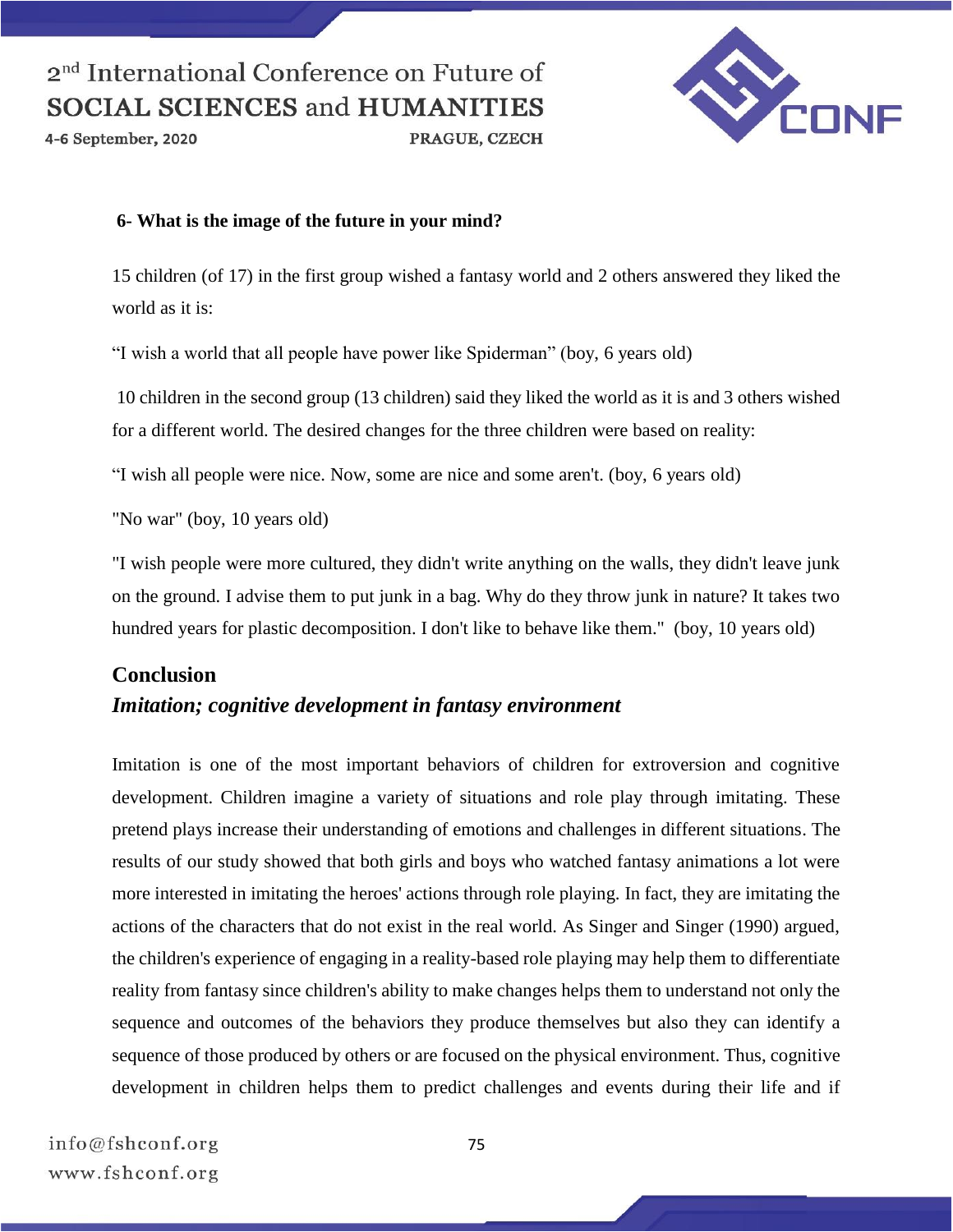**6- What is the image of the future in your mind?**

15 children (of 17) in the first group wished a fantasy world and 2 others answered they liked the world as it is:

“I wish a world that all people have power like Spiderman” (boy, 6 years old)

10 children in the second group (13 children) said they liked the world as it is and 3 others wished for a different world. The desired changes for the three children were based on reality:

“I wish all people were nice. Now, some are nice and some aren't. (boy, 6 years old)

"No war" (boy, 10 years old)

"I wish people were more cultured, they didn't write anything on the walls, they didn't leave junk on the ground. I advise them to put junk in a bag. Why do they throw junk in nature? It takes two hundred years for plastic decomposition. I don't like to behave like them." (boy, 10 years old)

## Conclusion

### *Imitation; cognitive development in fantasy environment*

Imitation is one of the most important behaviors of children for extroversion and cognitive development. Children imagine a variety of situations and role play through imitating. These pretend plays increase their understanding of emotions and challenges in different situations. The results of our study showed that both girls and boys who watched fantasy animations a lot were more interested in imitating the heroes' actions through role playing. In fact, they are imitating the actions of the characters that do not exist in the real world. As Singer and Singer (1990) argued, the children's experience of engaging in a reality-based role playing may help them to differentiate reality from fantasy since children's ability to make changes helps them to understand not only the sequence and outcomes of the behaviors they produce themselves but also they can identify a sequence of those produced by others or are focused on the physical environment. Thus, cognitive development in children helps them to predict challenges and events during their life and if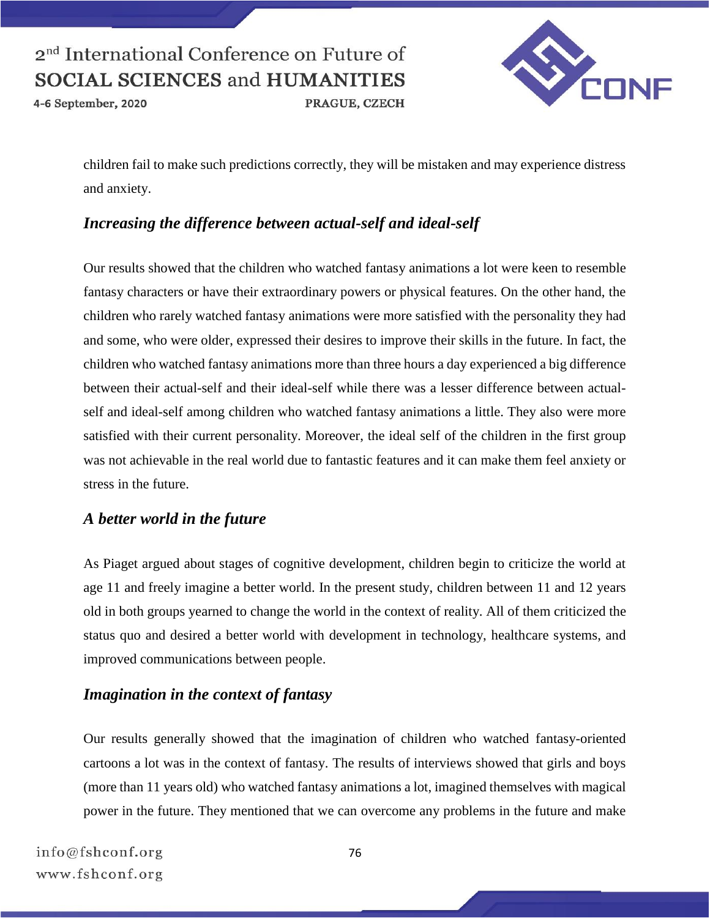children fail to make such predictions correctly, they will be mistaken and may experience distress and anxiety.

### *Increasing the difference between actual-self and ideal-self*

Our results showed that the children who watched fantasy animations a lot were keen to resemble fantasy characters or have their extraordinary powers or physical features. On the other hand, the children who rarely watched fantasy animations were more satisfied with the personality they had and some, who were older, expressed their desires to improve their skills in the future. In fact, the children who watched fantasy animations more than three hours a day experienced a big difference between their actual-self and their ideal-self while there was a lesser difference between actual-self and ideal-self among children who watched fantasy animations a little. They also were more satisfied with their current personality. Moreover, the ideal self of the children in the first group was not achievable in the real world due to fantastic features and it can make them feel anxiety or stress in the future.

### *A better world in the future*

As Piaget argued about stages of cognitive development, children begin to criticize the world at age 11 and freely imagine a better world. In the present study, children between 11 and 12 years old in both groups yearned to change the world in the context of reality. All of them criticized the status quo and desired a better world with development in technology, healthcare systems, and improved communications between people.

### *Imagination in the context of fantasy*

Our results generally showed that the imagination of children who watched fantasy-oriented cartoons a lot was in the context of fantasy. The results of interviews showed that girls and boys (more than 11 years old) who watched fantasy animations a lot, imagined themselves with magical power in the future. They mentioned that we can overcome any problems in the future and make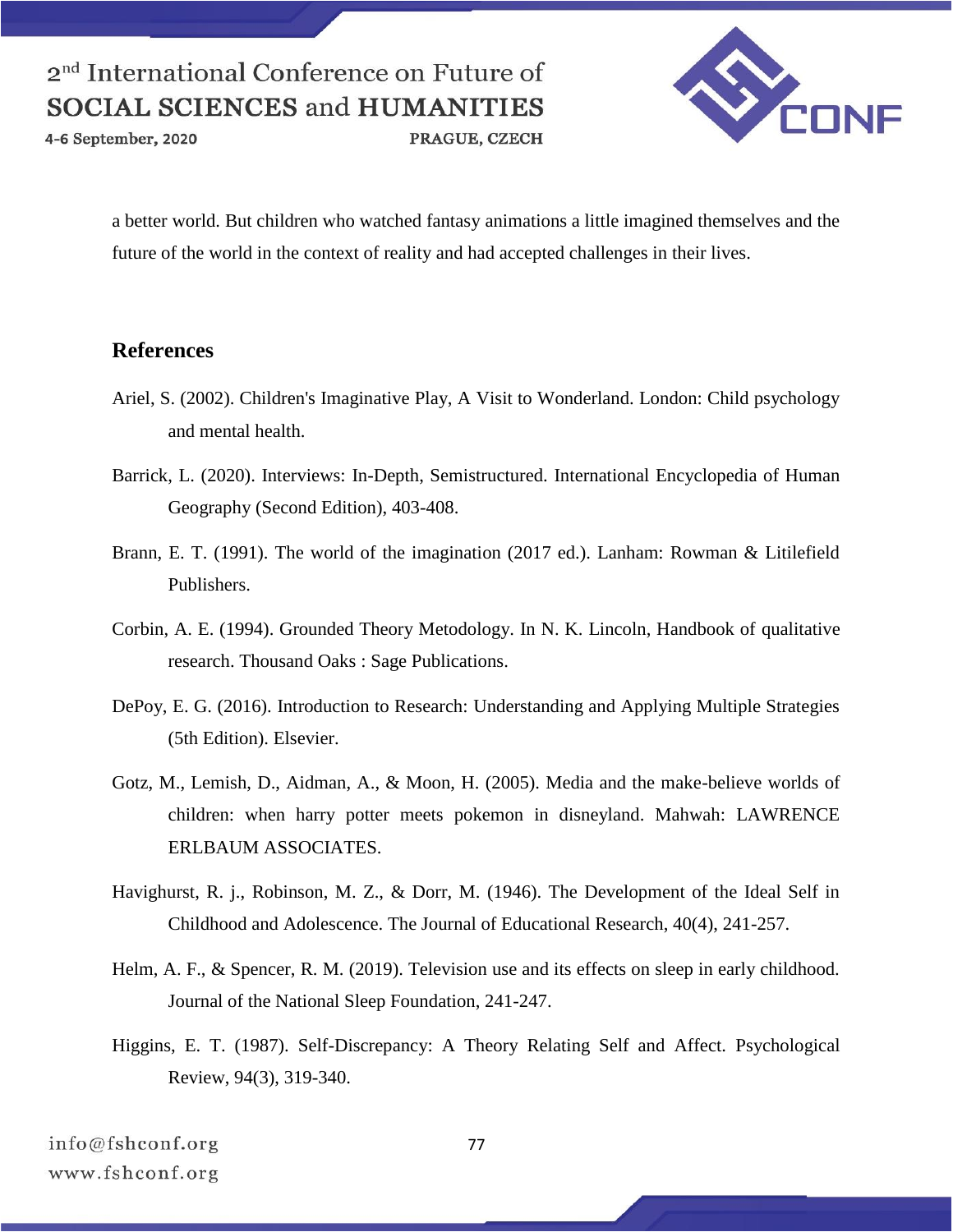a better world. But children who watched fantasy animations a little imagined themselves and the future of the world in the context of reality and had accepted challenges in their lives.

## References

Ariel, S. (2002). Children's Imaginative Play, A Visit to Wonderland. London: Child psychology and mental health.

Barrick, L. (2020). Interviews: In-Depth, Semistructured. International Encyclopedia of Human Geography (Second Edition), 403-408.

Brann, E. T. (1991). The world of the imagination (2017 ed.). Lanham: Rowman & Litilefield Publishers.

Corbin, A. E. (1994). Grounded Theory Metodology. In N. K. Lincoln, Handbook of qualitative research. Thousand Oaks : Sage Publications.

DePoy, E. G. (2016). Introduction to Research: Understanding and Applying Multiple Strategies (5th Edition). Elsevier.

Gotz, M., Lemish, D., Aidman, A., & Moon, H. (2005). Media and the make-believe worlds of children: when harry potter meets pokemon in disneyland. Mahwah: LAWRENCE ERLBAUM ASSOCIATES.

Havighurst, R. j., Robinson, M. Z., & Dorr, M. (1946). The Development of the Ideal Self in Childhood and Adolescence. The Journal of Educational Research, 40(4), 241-257.

Helm, A. F., & Spencer, R. M. (2019). Television use and its effects on sleep in early childhood. Journal of the National Sleep Foundation, 241-247.

Higgins, E. T. (1987). Self-Discrepancy: A Theory Relating Self and Affect. Psychological Review, 94(3), 319-340.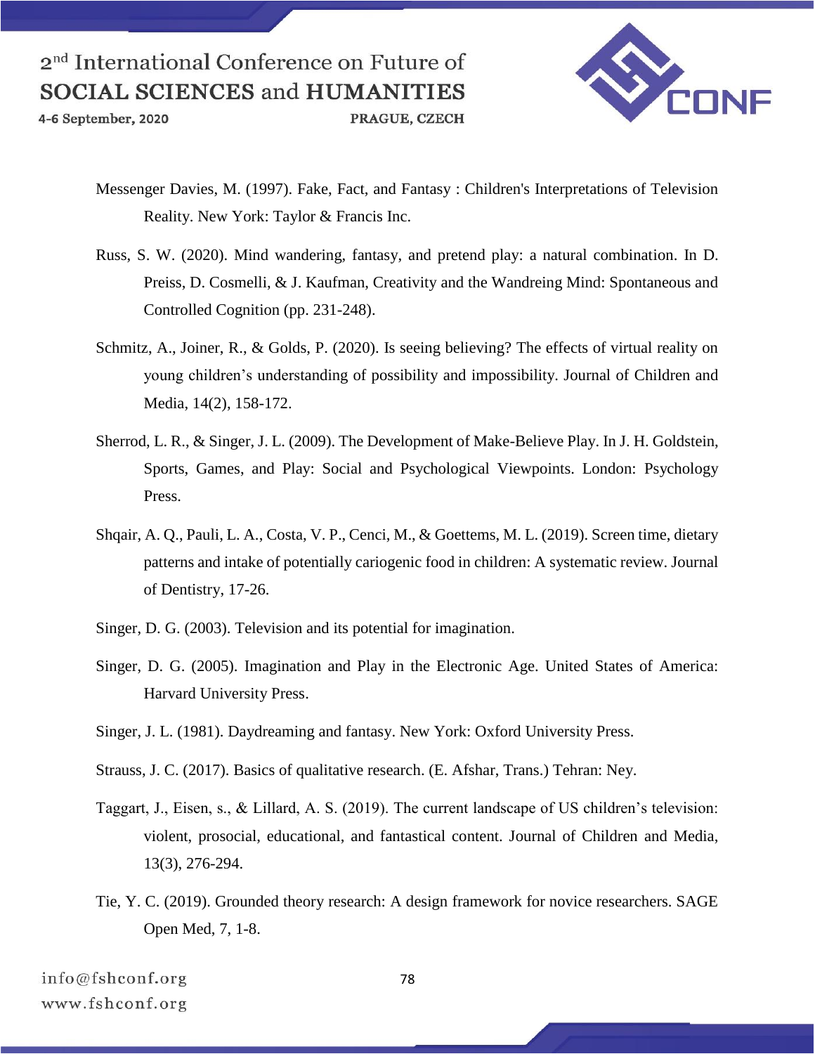Messenger Davies, M. (1997). Fake, Fact, and Fantasy : Children's Interpretations of Television Reality. New York: Taylor & Francis Inc.

Russ, S. W. (2020). Mind wandering, fantasy, and pretend play: a natural combination. In D. Preiss, D. Cosmelli, & J. Kaufman, Creativity and the Wandreing Mind: Spontaneous and Controlled Cognition (pp. 231-248).

Schmitz, A., Joiner, R., & Golds, P. (2020). Is seeing believing? The effects of virtual reality on young children's understanding of possibility and impossibility. Journal of Children and Media, 14(2), 158-172.

Sherrod, L. R., & Singer, J. L. (2009). The Development of Make-Believe Play. In J. H. Goldstein, Sports, Games, and Play: Social and Psychological Viewpoints. London: Psychology Press.

Shqair, A. Q., Pauli, L. A., Costa, V. P., Cenci, M., & Goettems, M. L. (2019). Screen time, dietary patterns and intake of potentially cariogenic food in children: A systematic review. Journal of Dentistry, 17-26.

Singer, D. G. (2003). Television and its potential for imagination.

Singer, D. G. (2005). Imagination and Play in the Electronic Age. United States of America: Harvard University Press.

Singer, J. L. (1981). Daydreaming and fantasy. New York: Oxford University Press.

Strauss, J. C. (2017). Basics of qualitative research. (E. Afshar, Trans.) Tehran: Ney.

Taggart, J., Eisen, s., & Lillard, A. S. (2019). The current landscape of US children's television: violent, prosocial, educational, and fantastical content. Journal of Children and Media, 13(3), 276-294.

Tie, Y. C. (2019). Grounded theory research: A design framework for novice researchers. SAGE Open Med, 7, 1-8.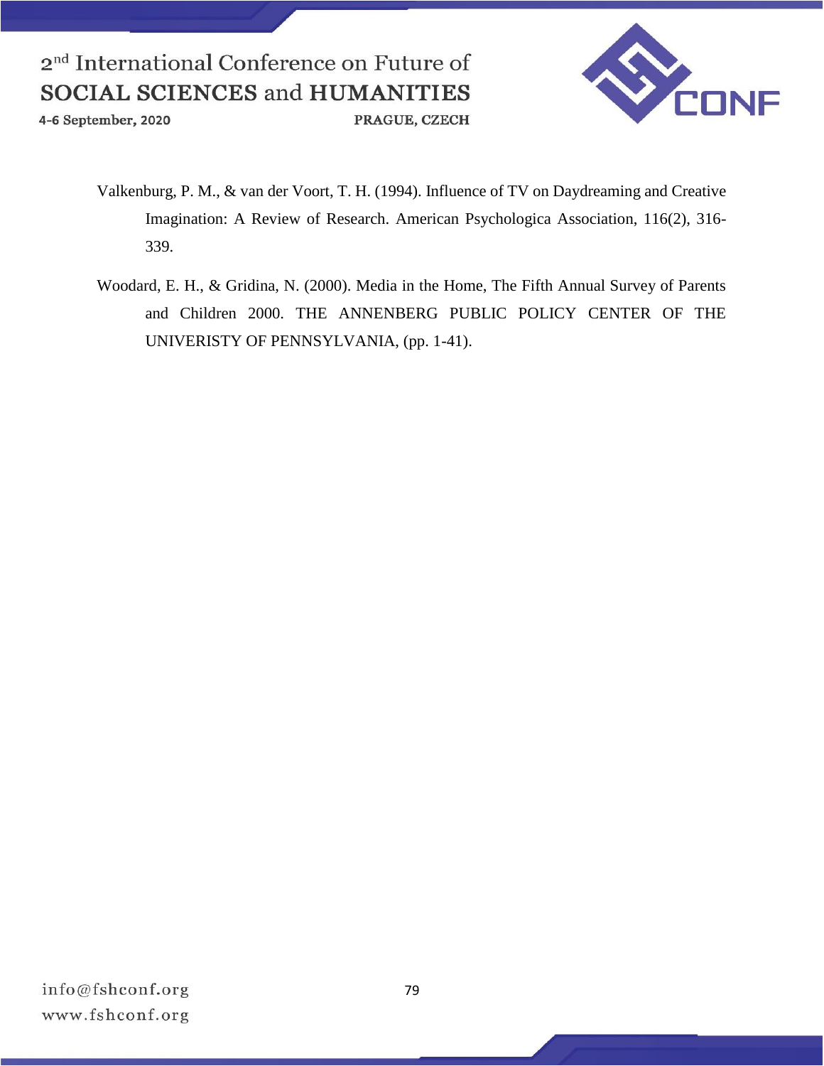Valkenburg, P. M., & van der Voort, T. H. (1994). Influence of TV on Daydreaming and Creative Imagination: A Review of Research. American Psychologica Association, 116(2), 316-339.

Woodard, E. H., & Gridina, N. (2000). Media in the Home, The Fifth Annual Survey of Parents and Children 2000. THE ANNENBERG PUBLIC POLICY CENTER OF THE UNIVERISTY OF PENNSYLVANIA, (pp. 1-41).